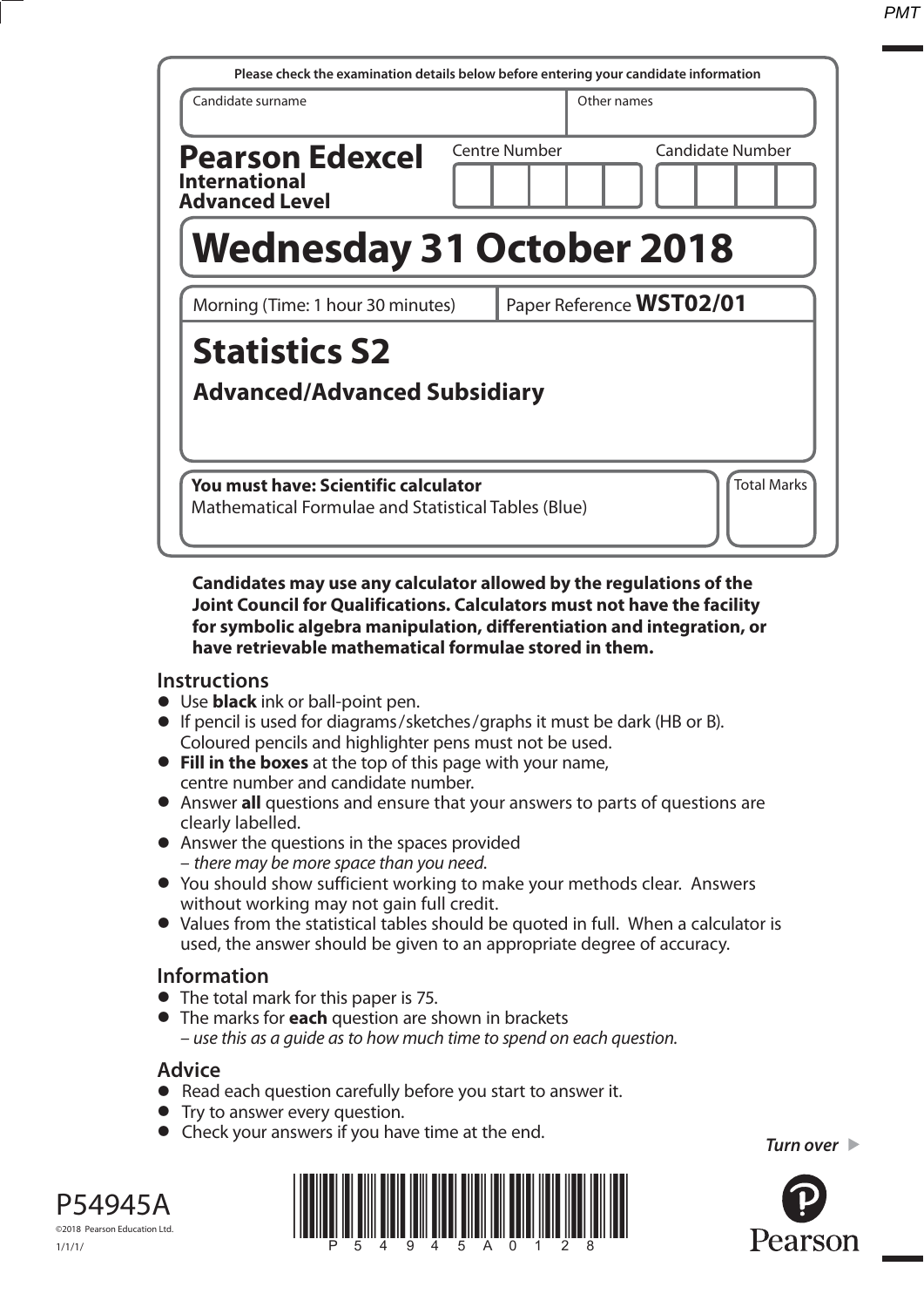Please check the examination details below before entering your candidate information

| Candidate surname | Other names |
|---|---|
| | |

**Pearson Edexcel**
**International Advanced Level**

Centre Number | Candidate Number

# Wednesday 31 October 2018

Morning (Time: 1 hour 30 minutes) | Paper Reference **WST02/01**

# Statistics S2

## Advanced/Advanced Subsidiary

**You must have: Scientific calculator**
Mathematical Formulae and Statistical Tables (Blue)

Total Marks

**Candidates may use any calculator allowed by the regulations of the Joint Council for Qualifications. Calculators must not have the facility for symbolic algebra manipulation, differentiation and integration, or have retrievable mathematical formulae stored in them.**

## Instructions

- Use **black** ink or ball-point pen.
- If pencil is used for diagrams/sketches/graphs it must be dark (HB or B). Coloured pencils and highlighter pens must not be used.
- **Fill in the boxes** at the top of this page with your name, centre number and candidate number.
- Answer **all** questions and ensure that your answers to parts of questions are clearly labelled.
- Answer the questions in the spaces provided – *there may be more space than you need.*
- You should show sufficient working to make your methods clear. Answers without working may not gain full credit.
- Values from the statistical tables should be quoted in full. When a calculator is used, the answer should be given to an appropriate degree of accuracy.

## Information

- The total mark for this paper is 75.
- The marks for **each** question are shown in brackets – *use this as a guide as to how much time to spend on each question.*

## Advice

- Read each question carefully before you start to answer it.
- Try to answer every question.
- Check your answers if you have time at the end.

*Turn over*

P54945A

©2018 Pearson Education Ltd.

1/1/1/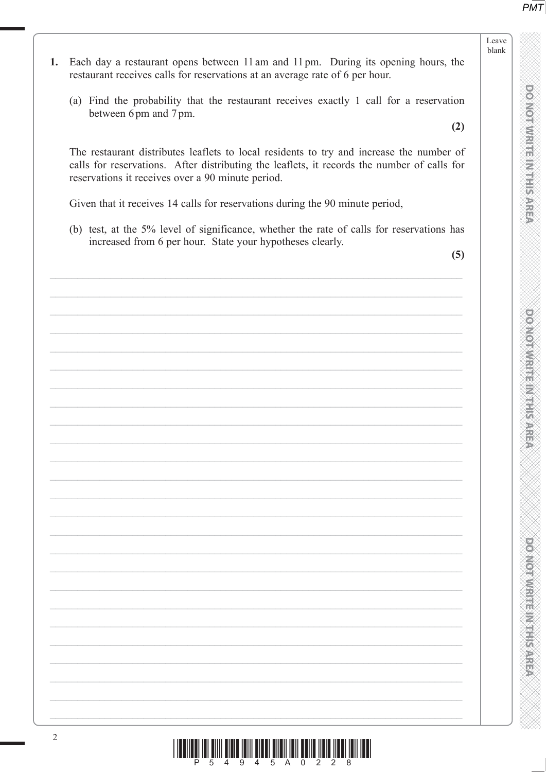**1.** Each day a restaurant opens between 11 am and 11 pm. During its opening hours, the restaurant receives calls for reservations at an average rate of 6 per hour.

(a) Find the probability that the restaurant receives exactly 1 call for a reservation between 6 pm and 7 pm.

**(2)**

The restaurant distributes leaflets to local residents to try and increase the number of calls for reservations. After distributing the leaflets, it records the number of calls for reservations it receives over a 90 minute period.

Given that it receives 14 calls for reservations during the 90 minute period,

(b) test, at the 5% level of significance, whether the rate of calls for reservations has increased from 6 per hour. State your hypotheses clearly.

**(5)**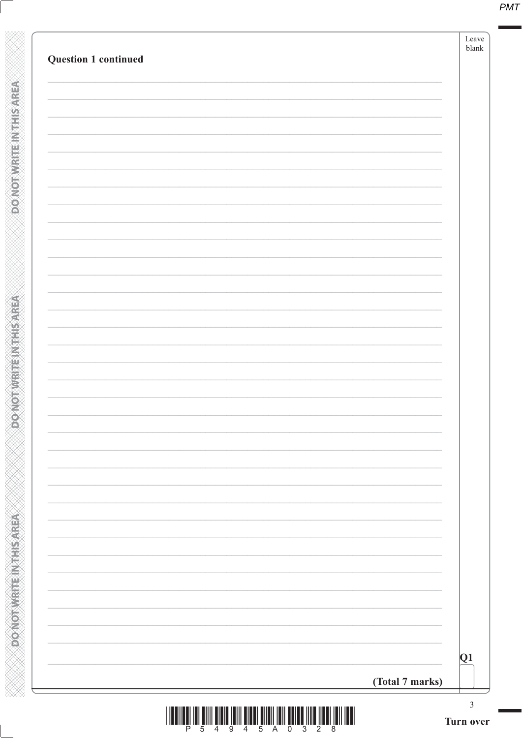**Question 1 continued**

**(Total 7 marks)**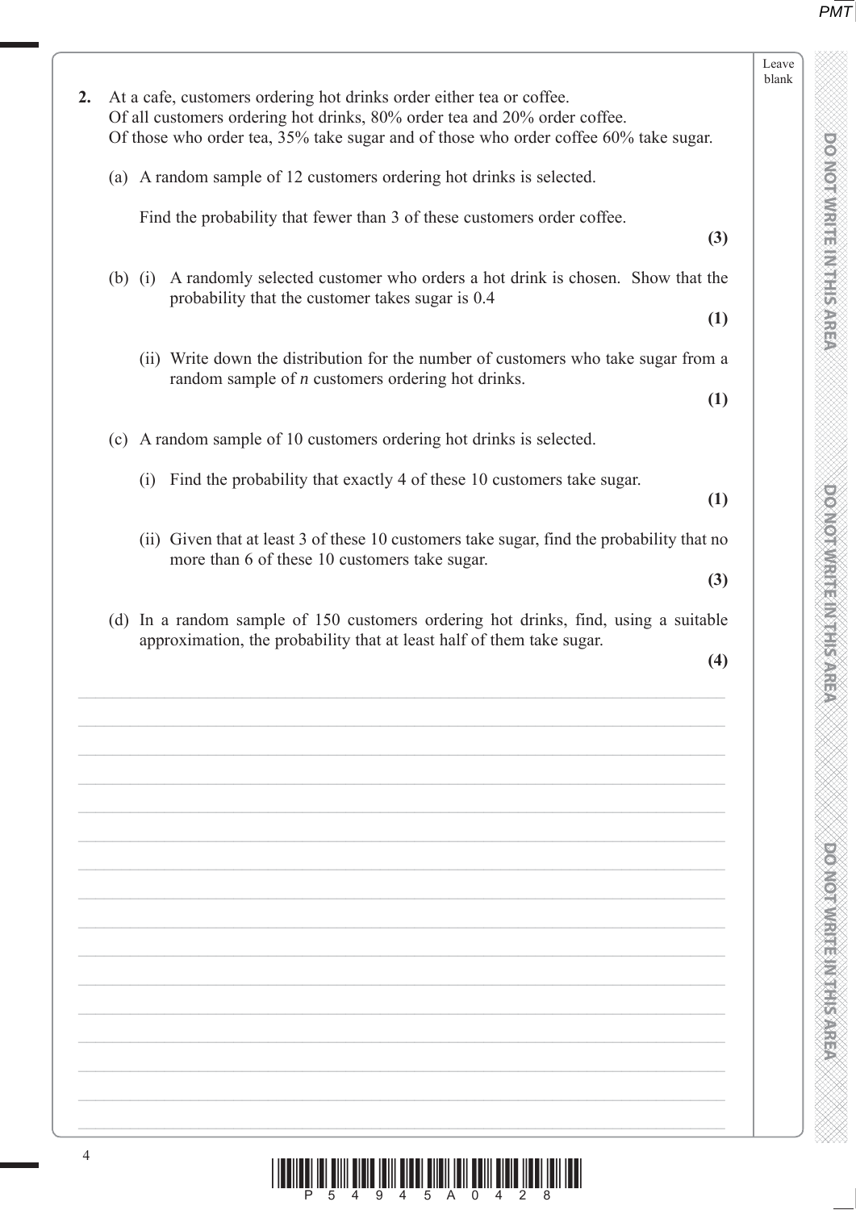**2.** At a cafe, customers ordering hot drinks order either tea or coffee.
Of all customers ordering hot drinks, 80% order tea and 20% order coffee.
Of those who order tea, 35% take sugar and of those who order coffee 60% take sugar.

(a) A random sample of 12 customers ordering hot drinks is selected.

Find the probability that fewer than 3 of these customers order coffee.
**(3)**

(b) (i) A randomly selected customer who orders a hot drink is chosen. Show that the probability that the customer takes sugar is 0.4
**(1)**

(ii) Write down the distribution for the number of customers who take sugar from a random sample of $n$ customers ordering hot drinks.
**(1)**

(c) A random sample of 10 customers ordering hot drinks is selected.

(i) Find the probability that exactly 4 of these 10 customers take sugar.
**(1)**

(ii) Given that at least 3 of these 10 customers take sugar, find the probability that no more than 6 of these 10 customers take sugar.
**(3)**

(d) In a random sample of 150 customers ordering hot drinks, find, using a suitable approximation, the probability that at least half of them take sugar.
**(4)**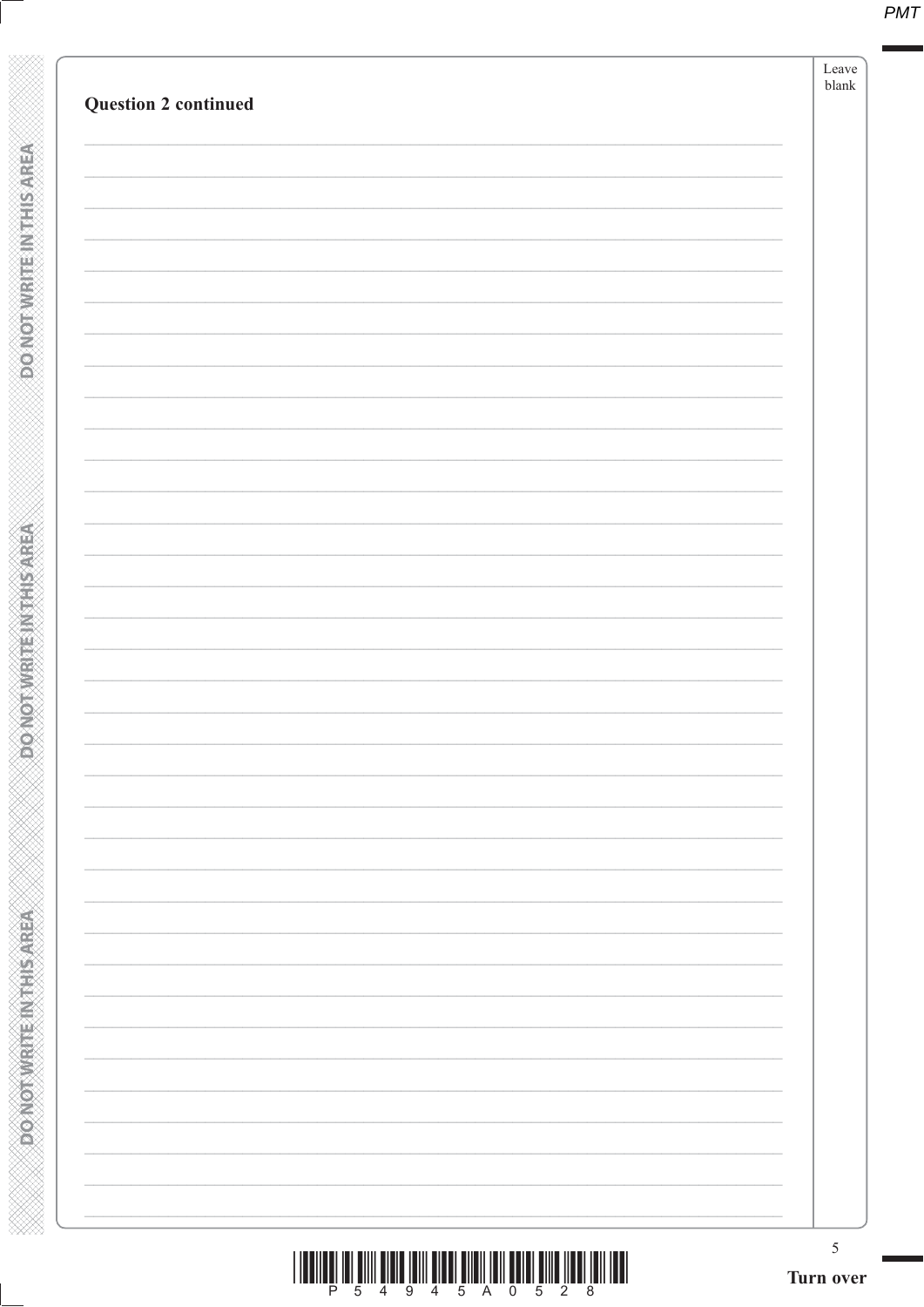**Question 2 continued**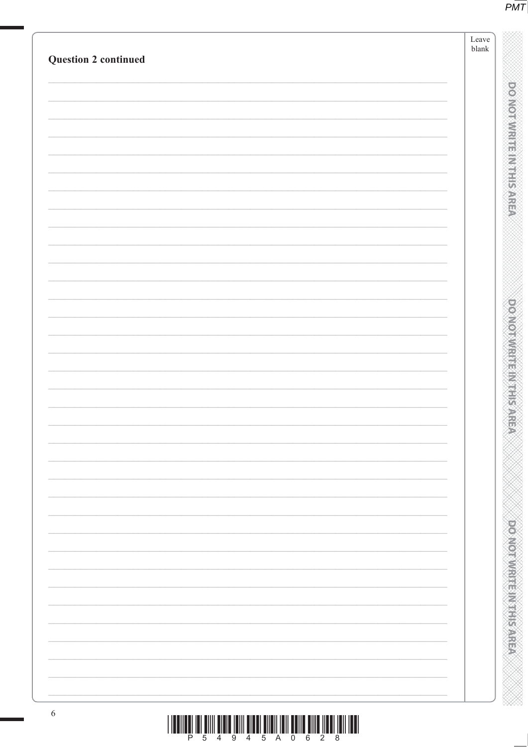**Question 2 continued**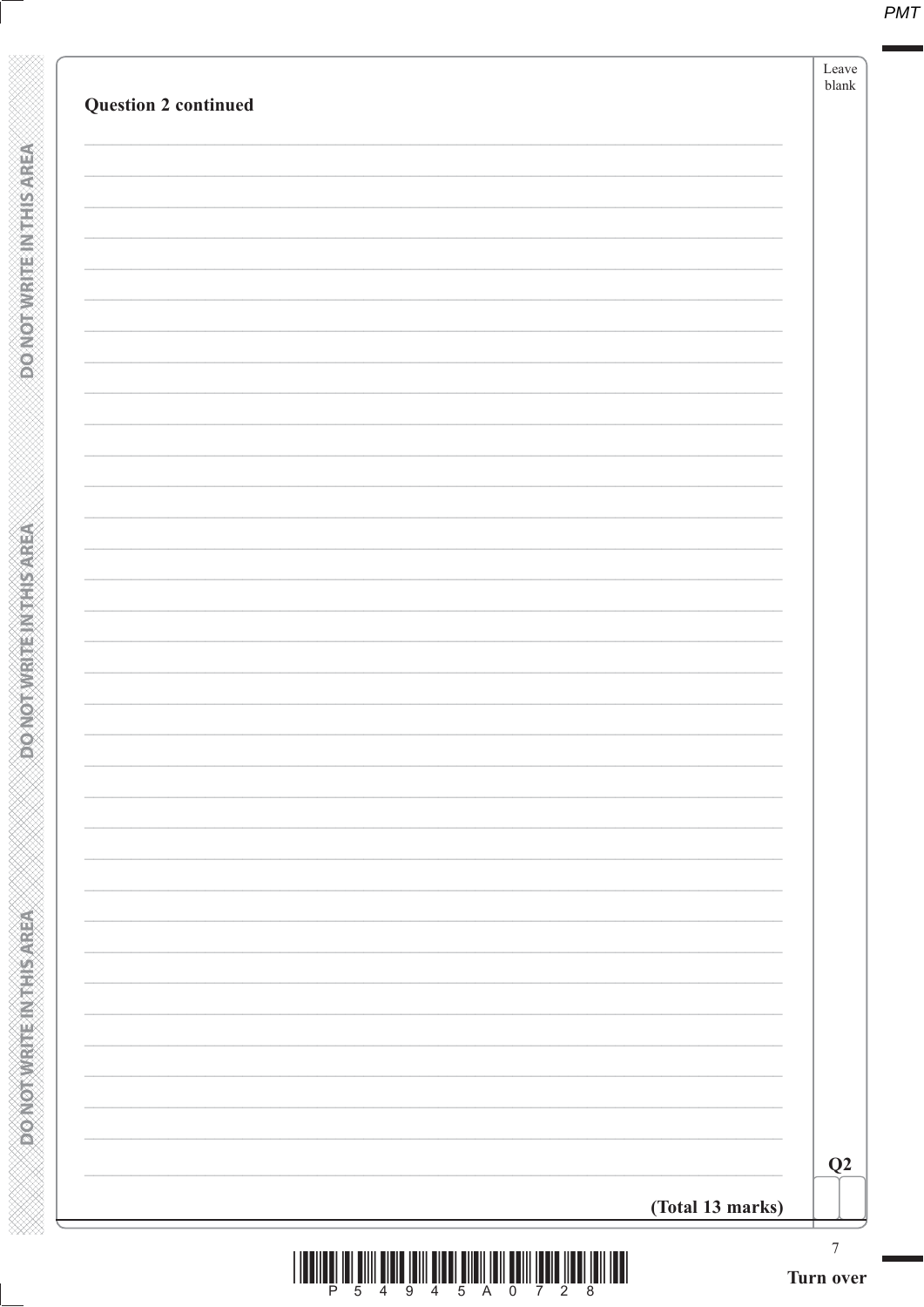**Question 2 continued**

**(Total 13 marks)**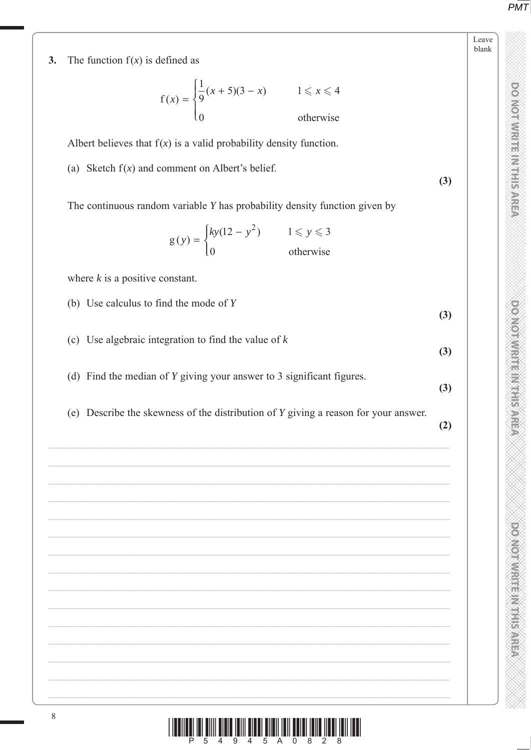**3.** The function $f(x)$ is defined as

$$f(x) = \begin{cases} \frac{1}{9}(x+5)(3-x) & 1 \leqslant x \leqslant 4 \\ 0 & \text{otherwise} \end{cases}$$

Albert believes that $f(x)$ is a valid probability density function.

(a) Sketch $f(x)$ and comment on Albert's belief. **(3)**

The continuous random variable $Y$ has probability density function given by

$$g(y) = \begin{cases} ky(12 - y^2) & 1 \leqslant y \leqslant 3 \\ 0 & \text{otherwise} \end{cases}$$

where $k$ is a positive constant.

(b) Use calculus to find the mode of $Y$ **(3)**

(c) Use algebraic integration to find the value of $k$ **(3)**

(d) Find the median of $Y$ giving your answer to 3 significant figures. **(3)**

(e) Describe the skewness of the distribution of $Y$ giving a reason for your answer. **(2)**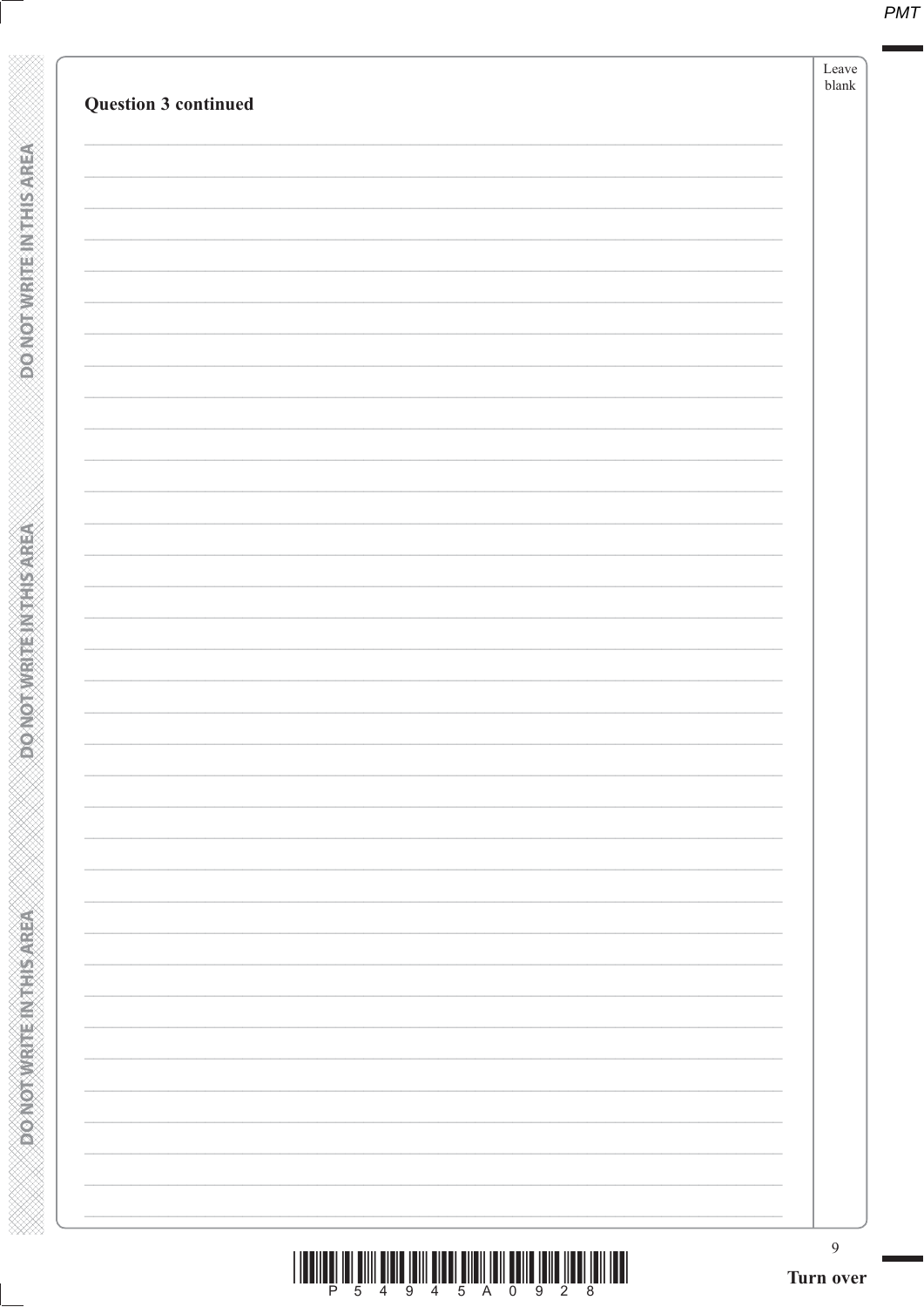**Question 3 continued**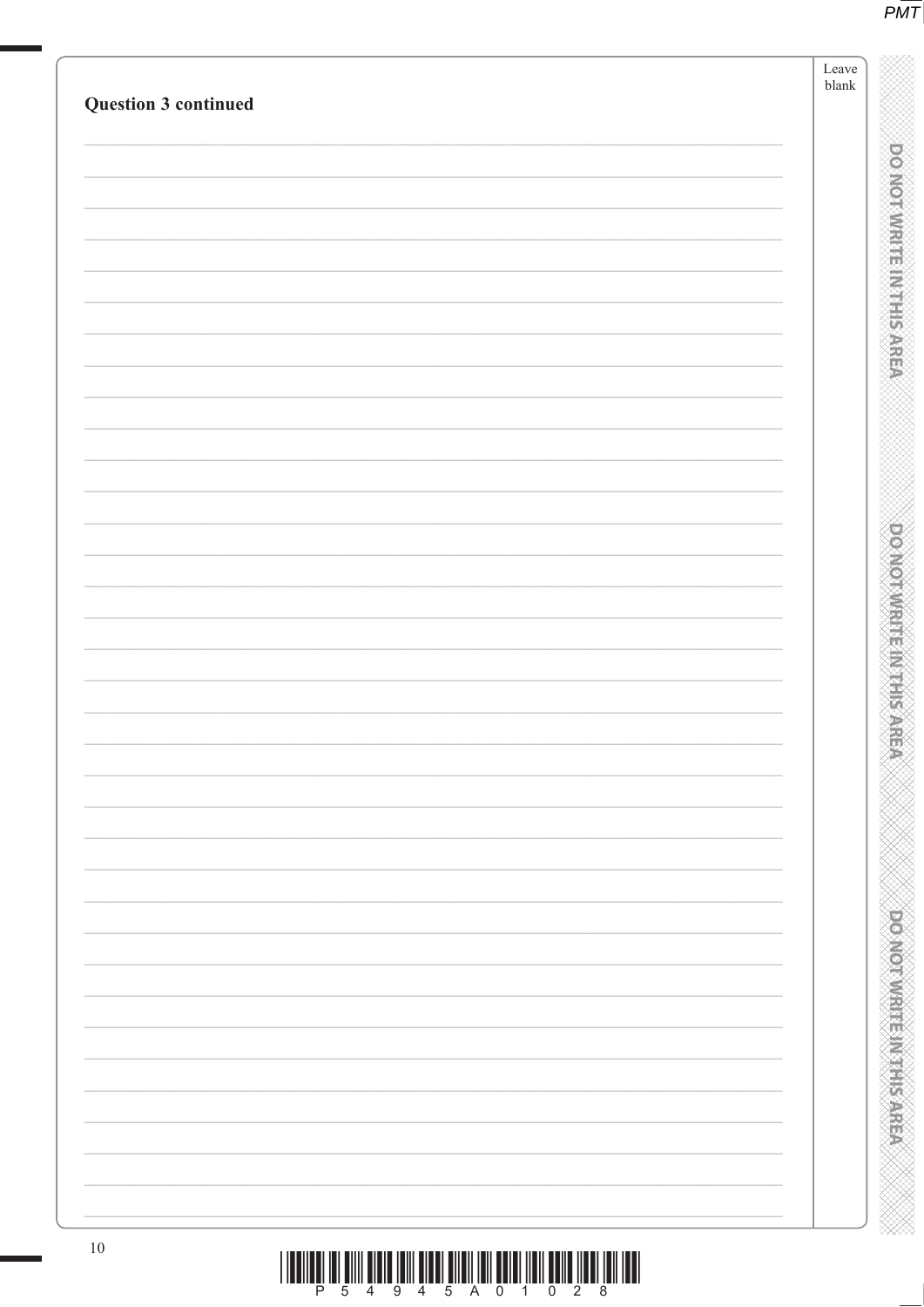**Question 3 continued**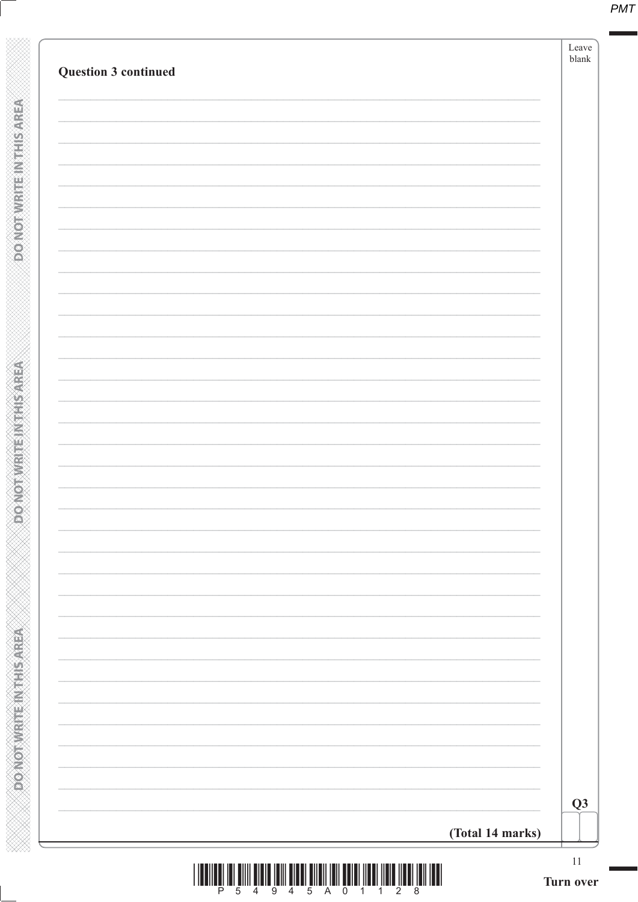**Question 3 continued**

**(Total 14 marks)**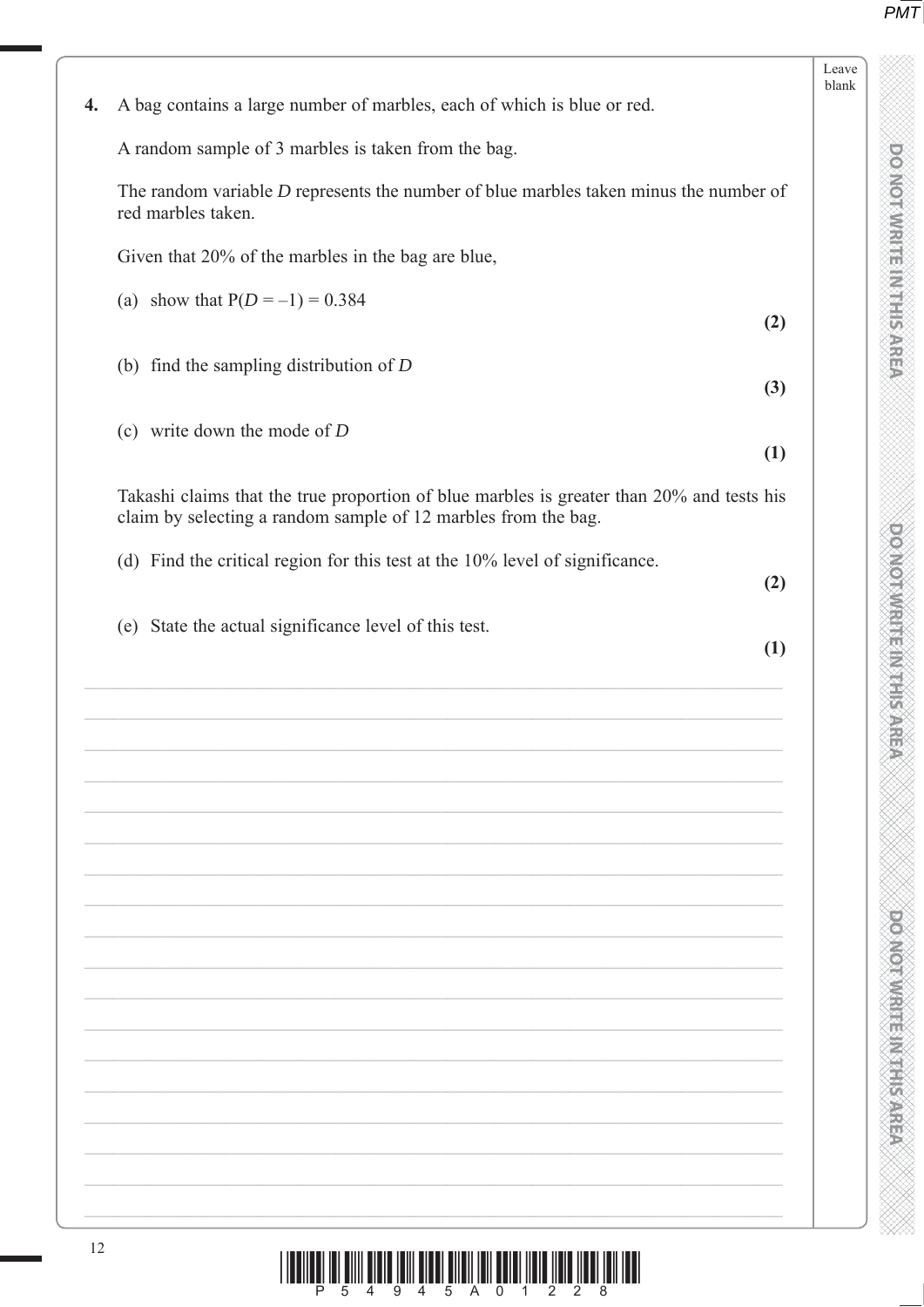**4.** A bag contains a large number of marbles, each of which is blue or red.

A random sample of 3 marbles is taken from the bag.

The random variable $D$ represents the number of blue marbles taken minus the number of red marbles taken.

Given that 20% of the marbles in the bag are blue,

(a) show that $\text{P}(D = -1) = 0.384$ **(2)**

(b) find the sampling distribution of $D$ **(3)**

(c) write down the mode of $D$ **(1)**

Takashi claims that the true proportion of blue marbles is greater than 20% and tests his claim by selecting a random sample of 12 marbles from the bag.

(d) Find the critical region for this test at the 10% level of significance. **(2)**

(e) State the actual significance level of this test. **(1)**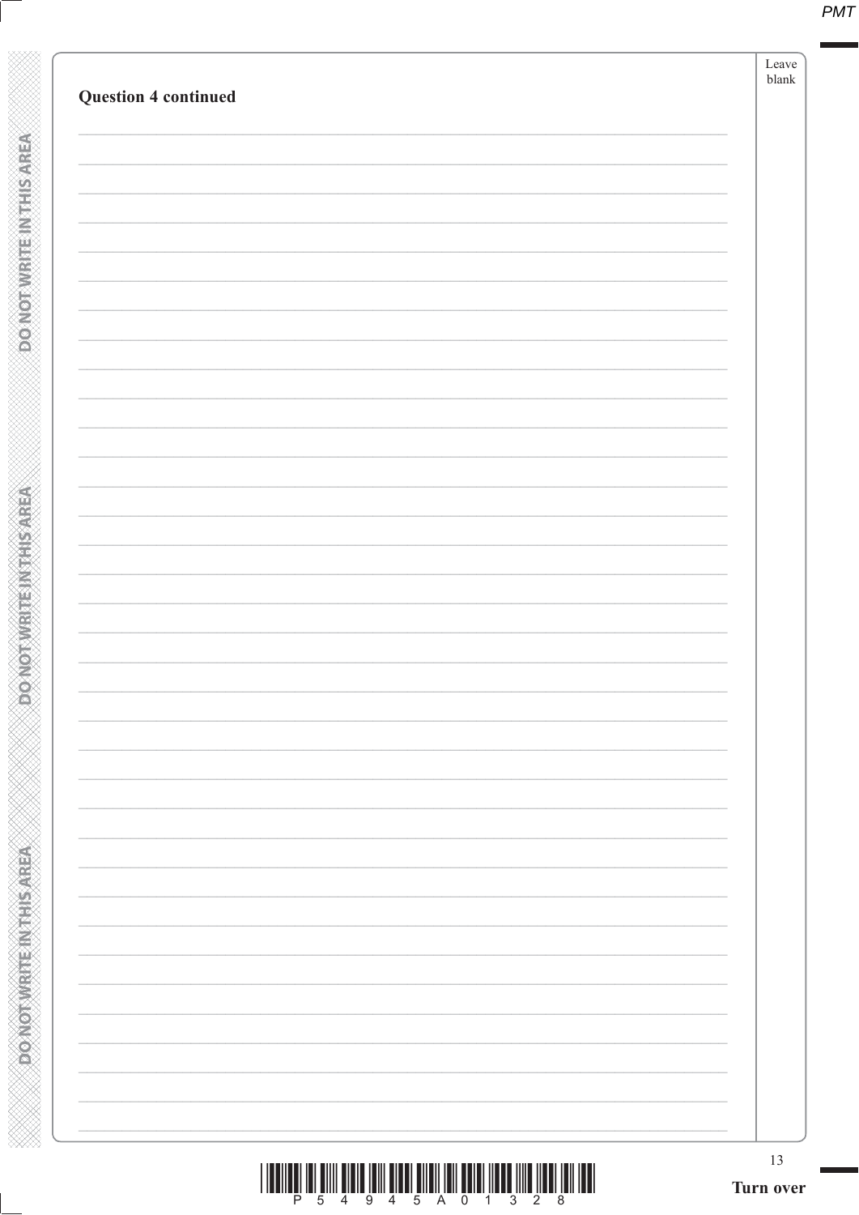**Question 4 continued**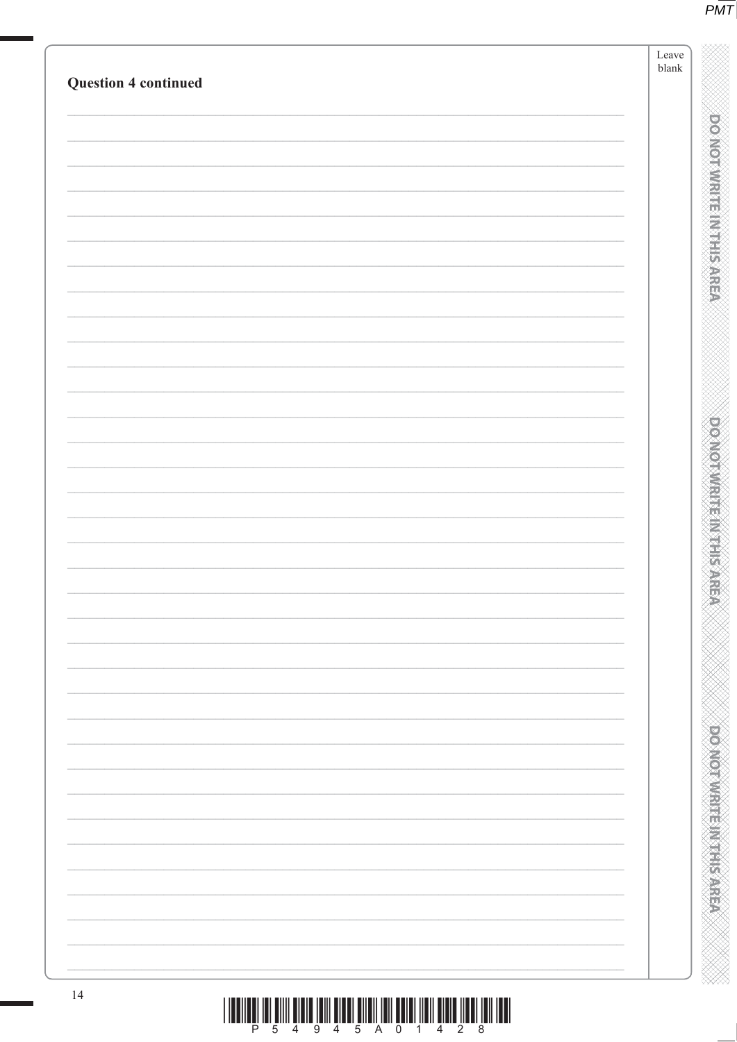**Question 4 continued**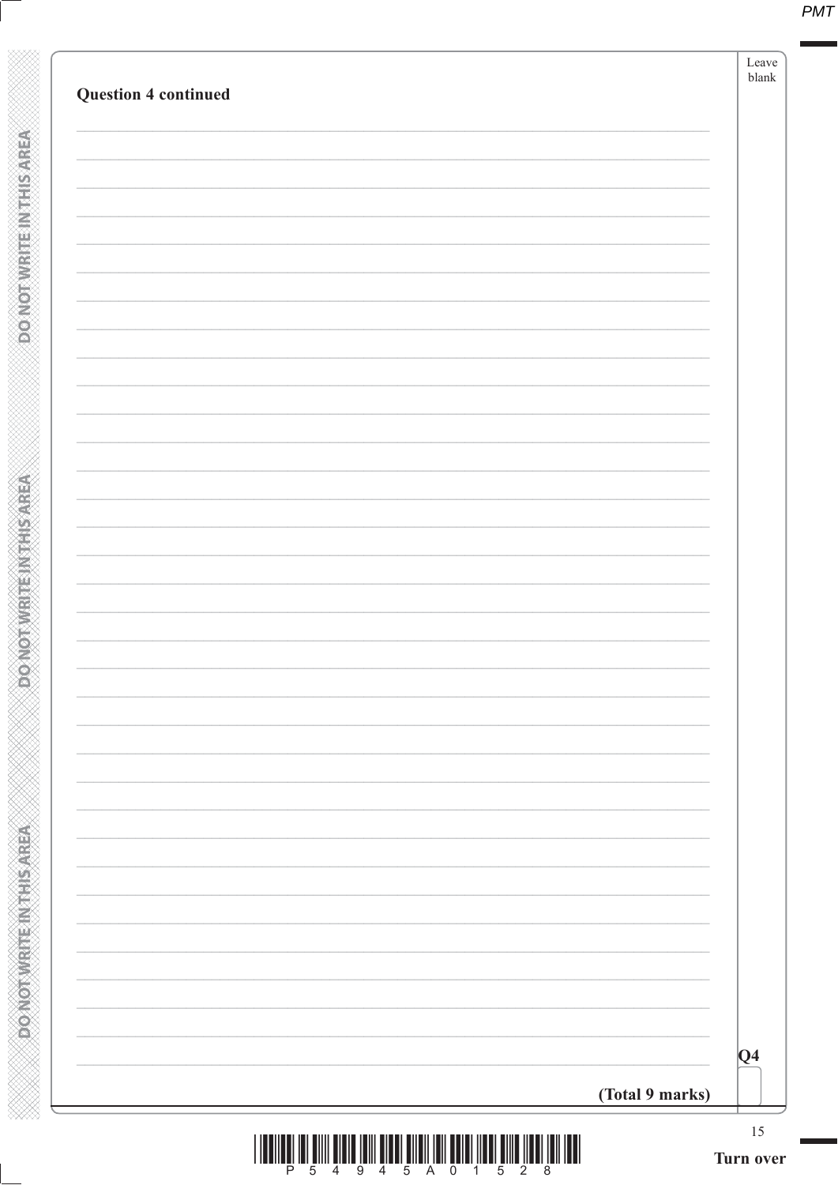**Question 4 continued**

**Q4**

**(Total 9 marks)**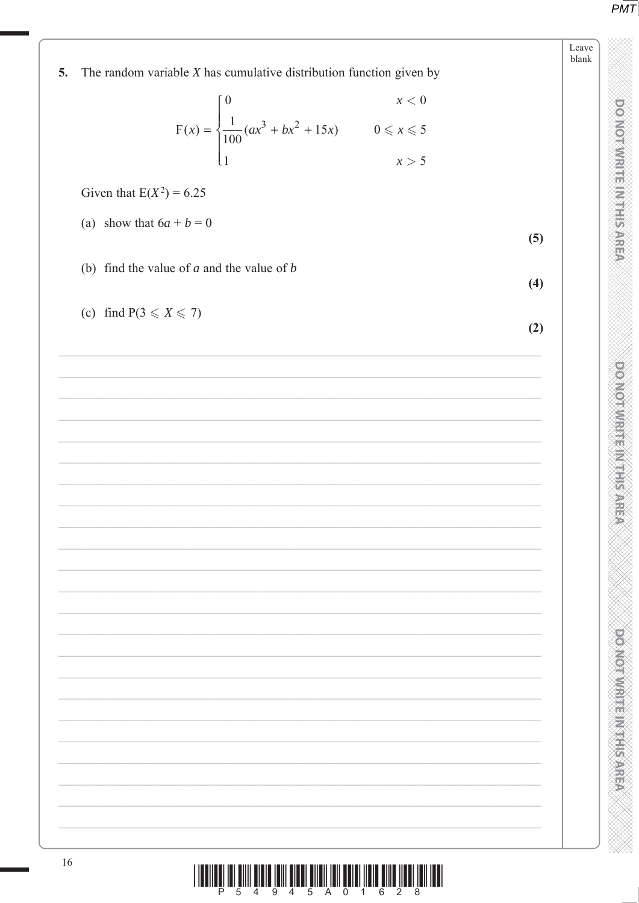**5.** The random variable $X$ has cumulative distribution function given by

$$\mathrm{F}(x) = \begin{cases} 0 & x < 0 \\ \dfrac{1}{100}(ax^3 + bx^2 + 15x) & 0 \leqslant x \leqslant 5 \\ 1 & x > 5 \end{cases}$$

Given that $\mathrm{E}(X^2) = 6.25$

(a) show that $6a + b = 0$

**(5)**

(b) find the value of $a$ and the value of $b$

**(4)**

(c) find $\mathrm{P}(3 \leqslant X \leqslant 7)$

**(2)**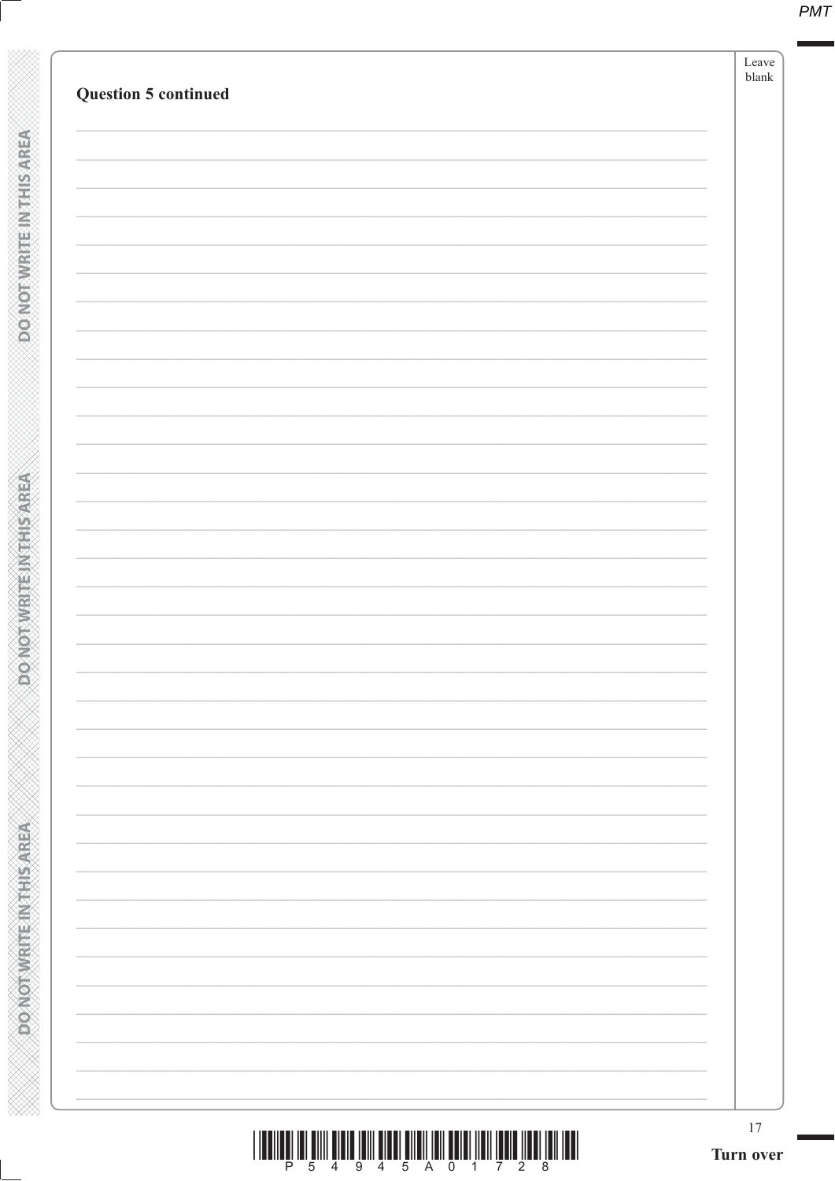**Question 5 continued**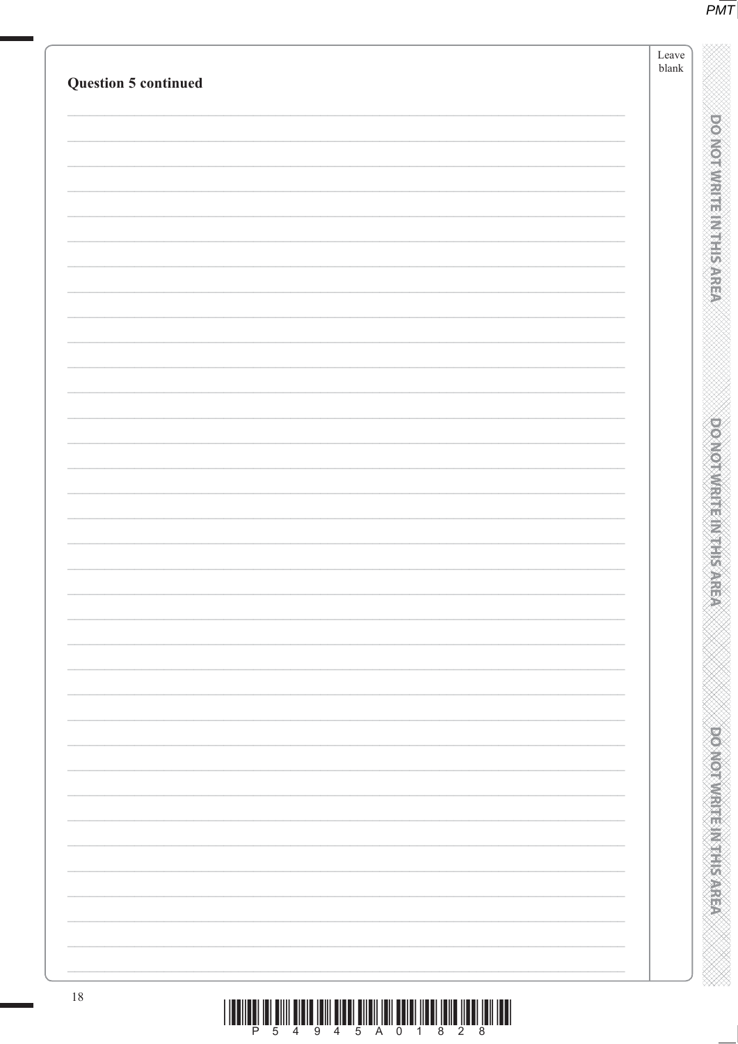**Question 5 continued**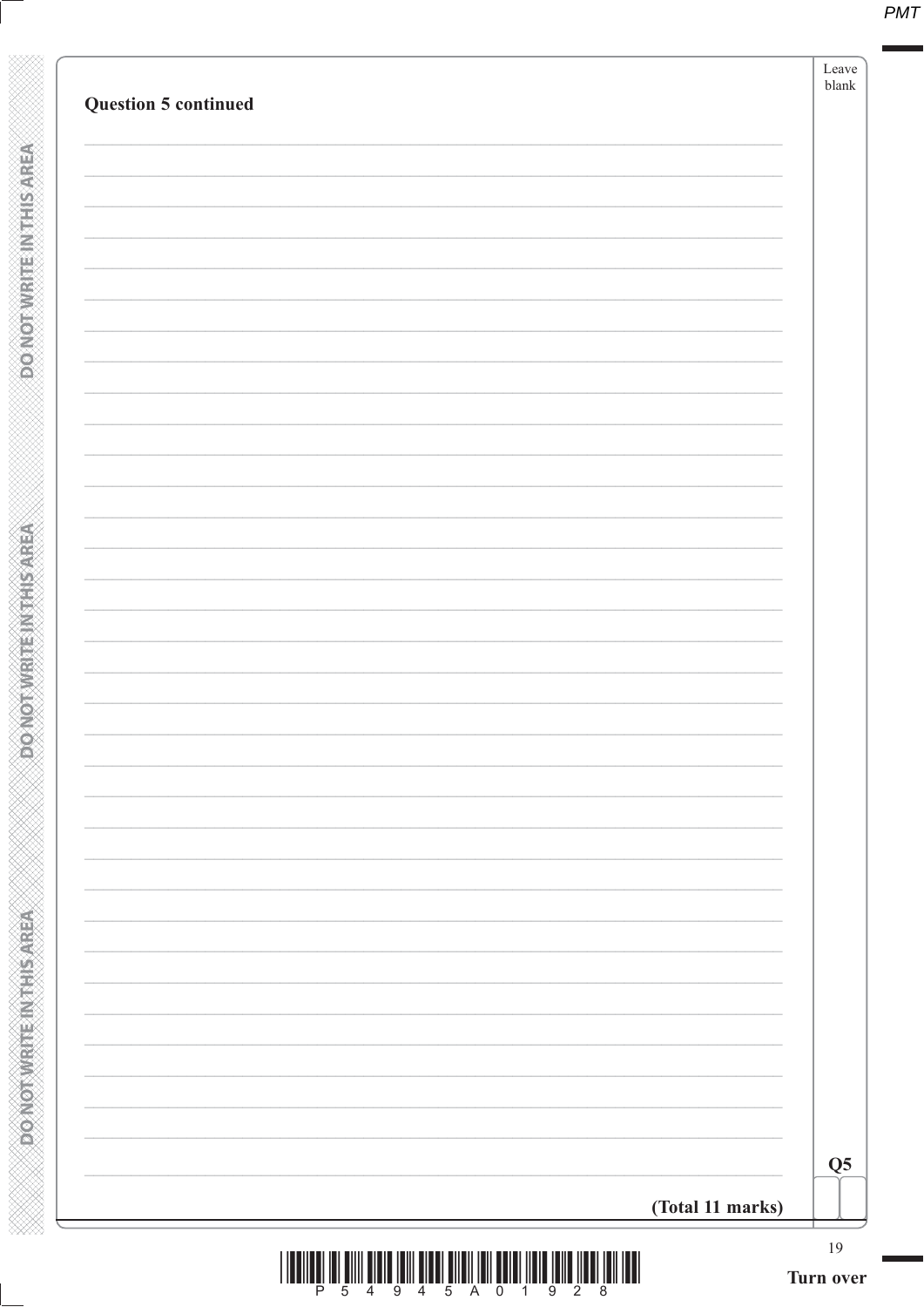**Question 5 continued**

**(Total 11 marks)**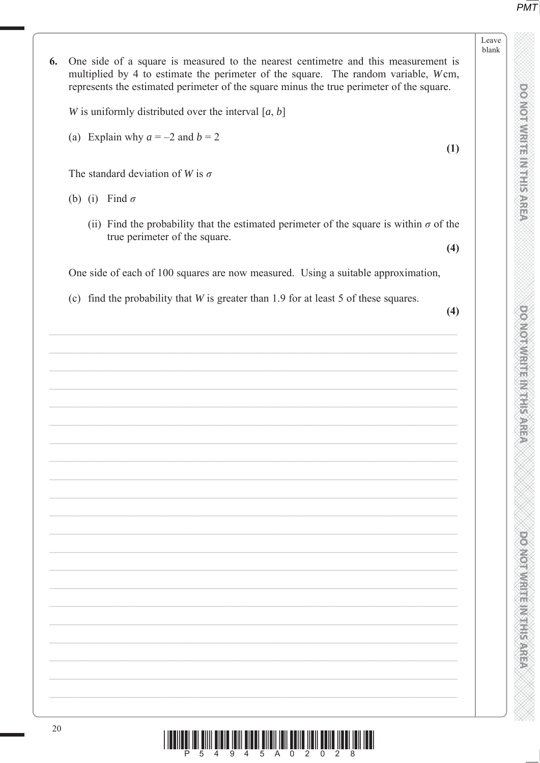**6.** One side of a square is measured to the nearest centimetre and this measurement is multiplied by 4 to estimate the perimeter of the square. The random variable, $W$ cm, represents the estimated perimeter of the square minus the true perimeter of the square.

$W$ is uniformly distributed over the interval $[a, b]$

(a) Explain why $a = -2$ and $b = 2$

**(1)**

The standard deviation of $W$ is $\sigma$

(b) (i) Find $\sigma$

(ii) Find the probability that the estimated perimeter of the square is within $\sigma$ of the true perimeter of the square.

**(4)**

One side of each of 100 squares are now measured. Using a suitable approximation,

(c) find the probability that $W$ is greater than 1.9 for at least 5 of these squares.

**(4)**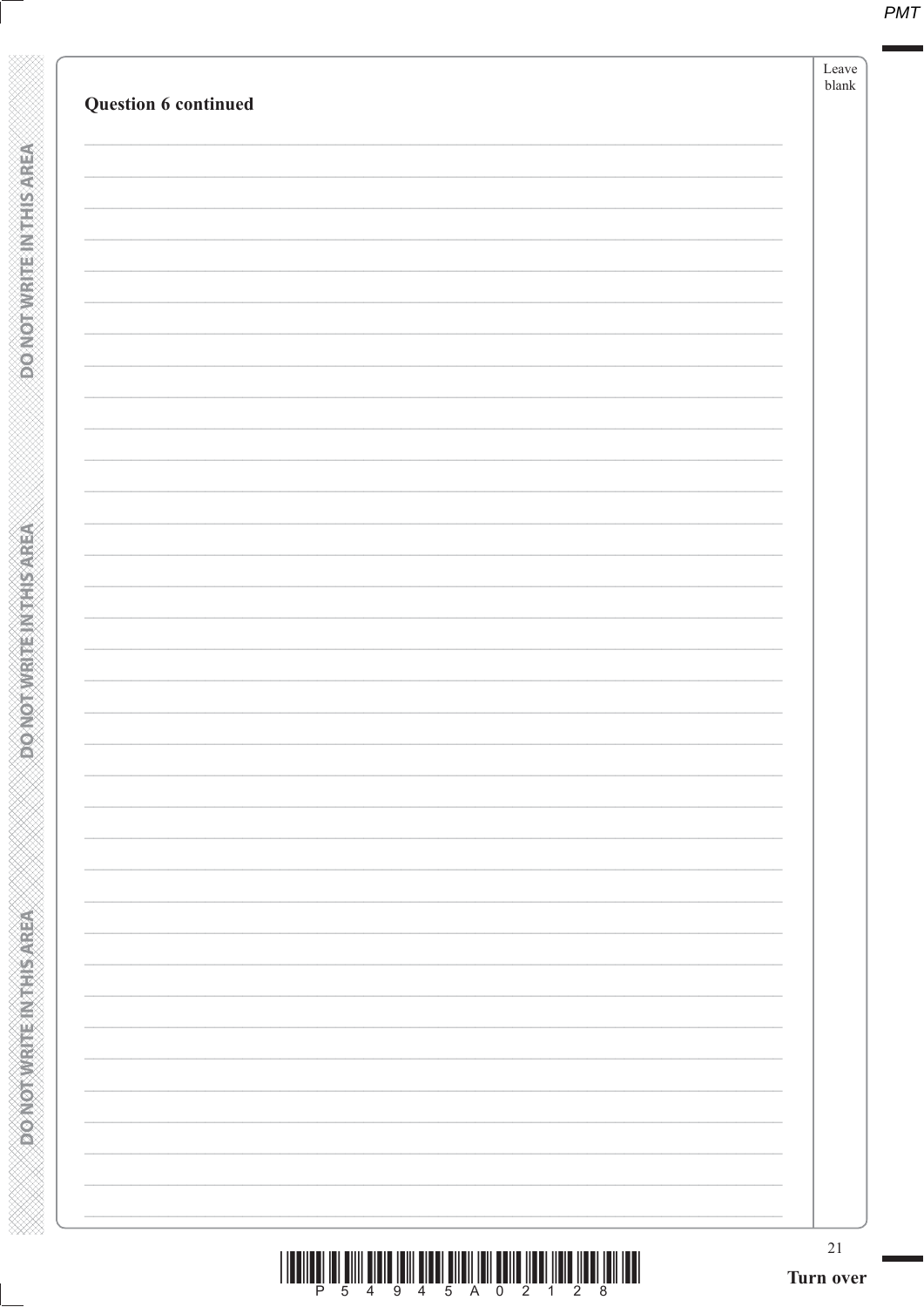**Question 6 continued**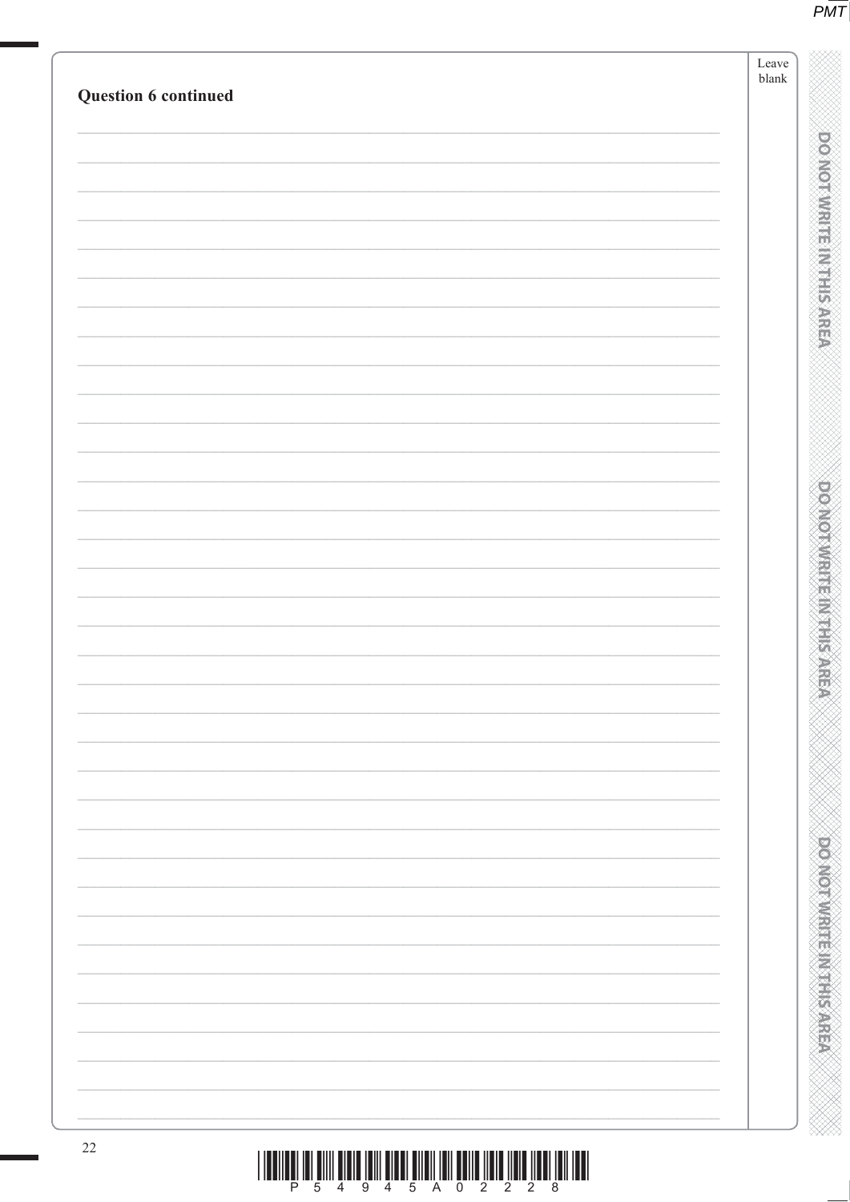**Question 6 continued**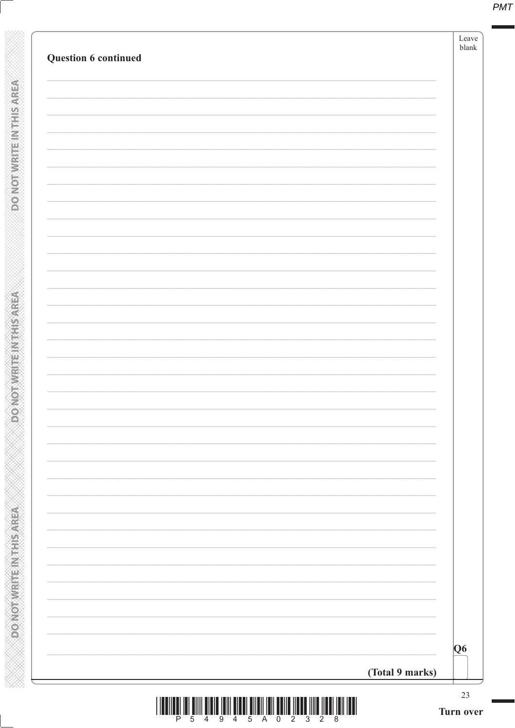**Question 6 continued**

**(Total 9 marks)**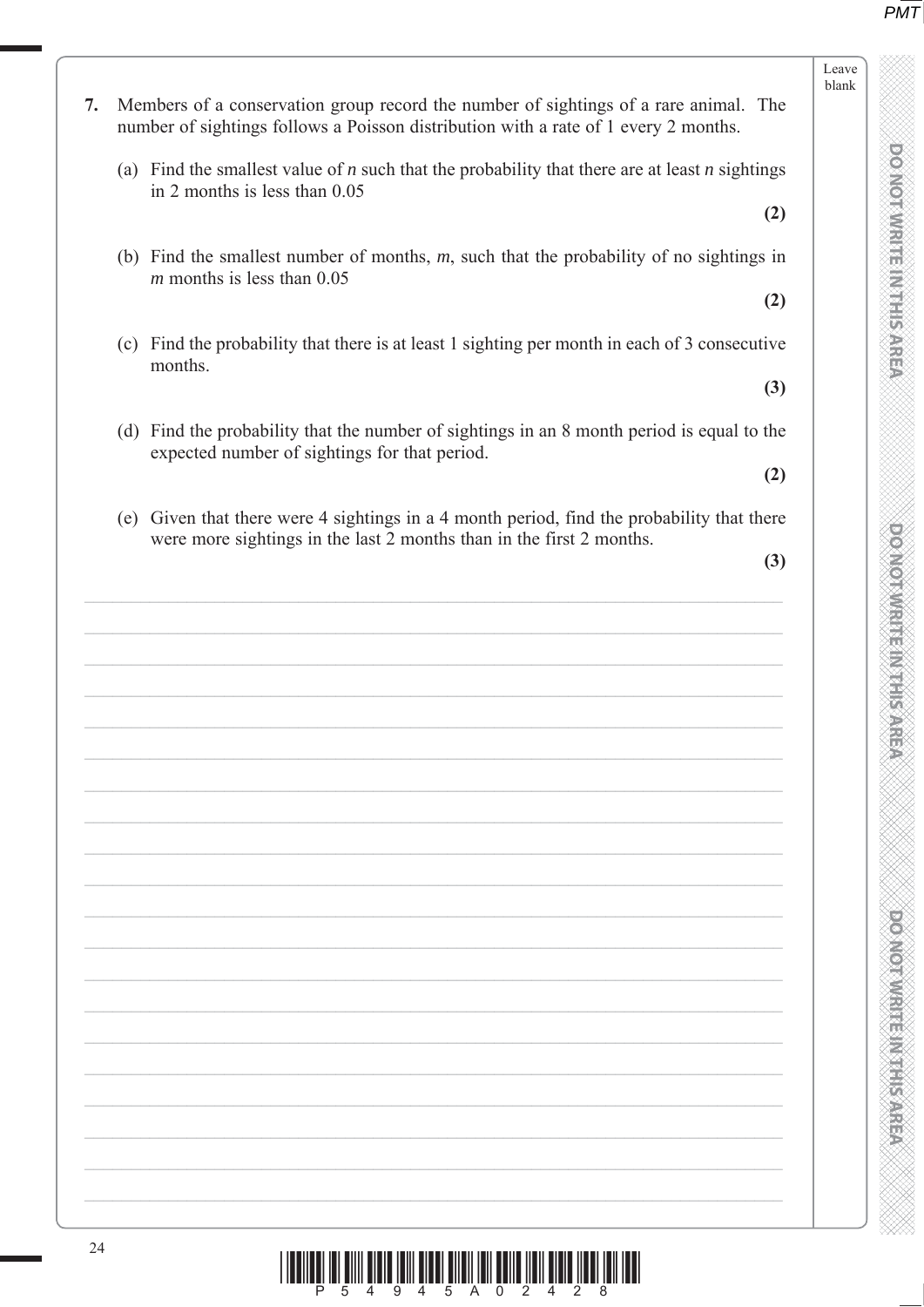**7.** Members of a conservation group record the number of sightings of a rare animal. The number of sightings follows a Poisson distribution with a rate of 1 every 2 months.

(a) Find the smallest value of $n$ such that the probability that there are at least $n$ sightings in 2 months is less than 0.05

**(2)**

(b) Find the smallest number of months, $m$, such that the probability of no sightings in $m$ months is less than 0.05

**(2)**

(c) Find the probability that there is at least 1 sighting per month in each of 3 consecutive months.

**(3)**

(d) Find the probability that the number of sightings in an 8 month period is equal to the expected number of sightings for that period.

**(2)**

(e) Given that there were 4 sightings in a 4 month period, find the probability that there were more sightings in the last 2 months than in the first 2 months.

**(3)**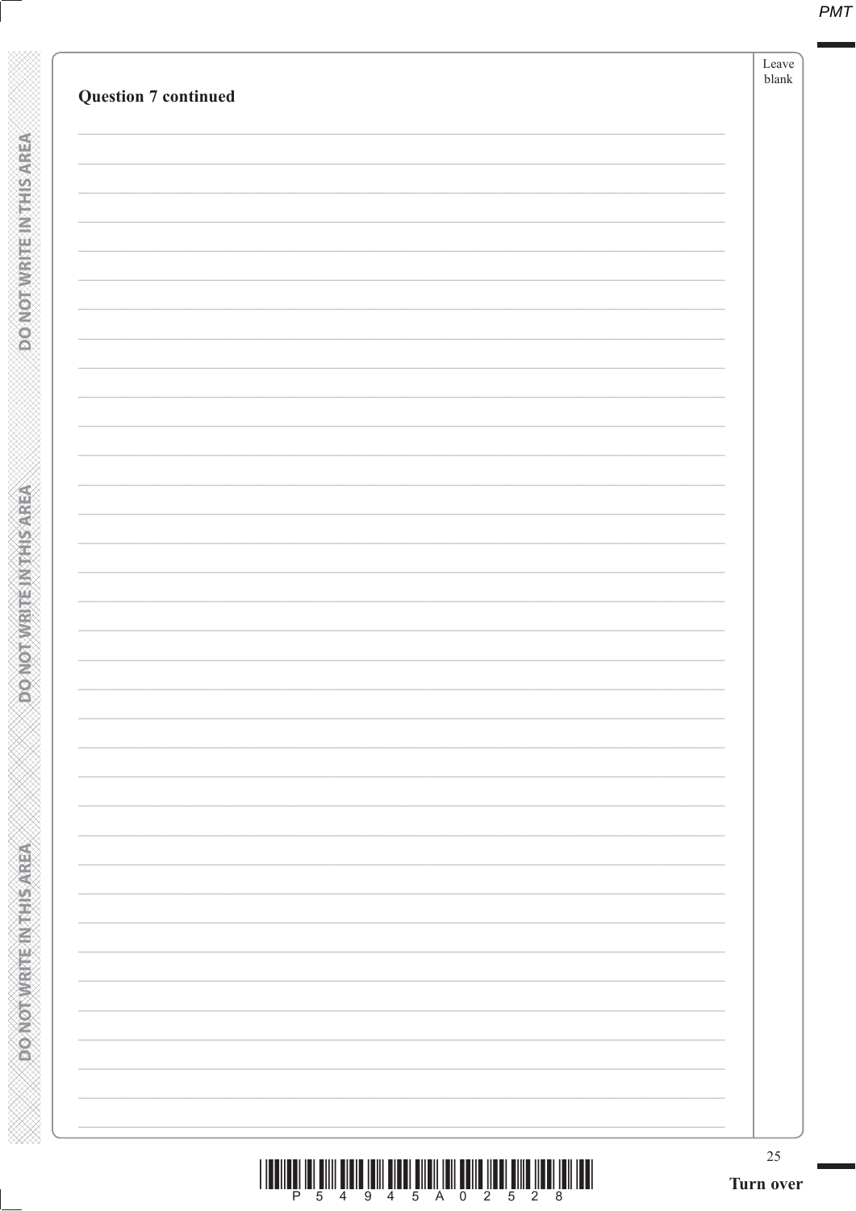**Question 7 continued**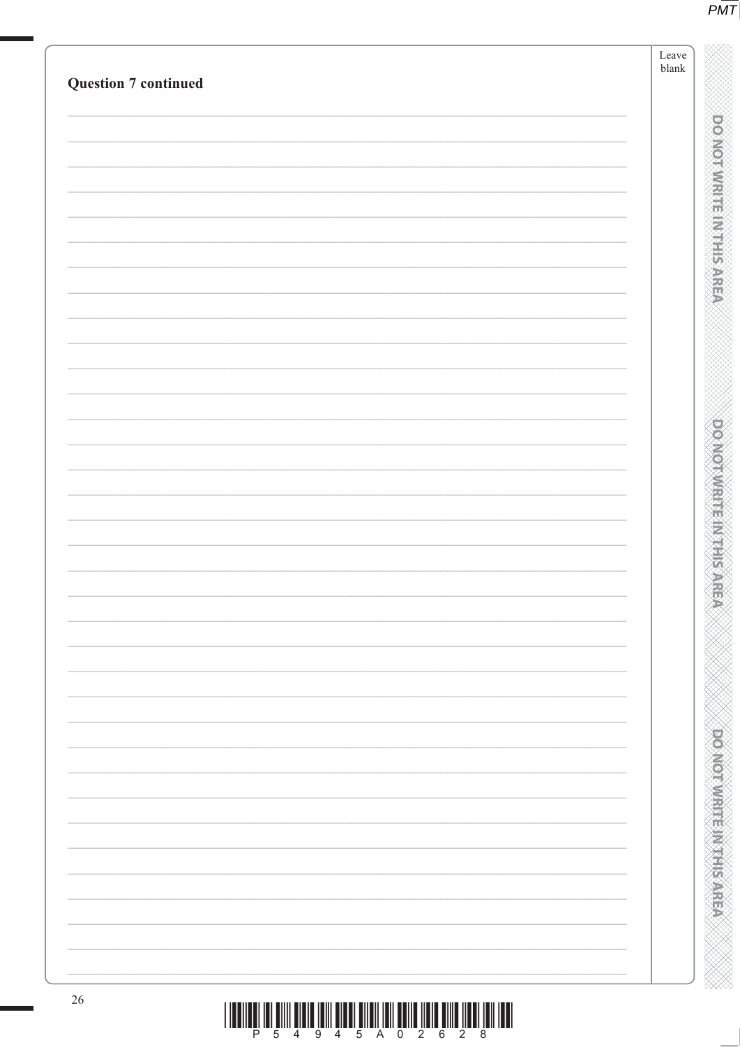**Question 7 continued**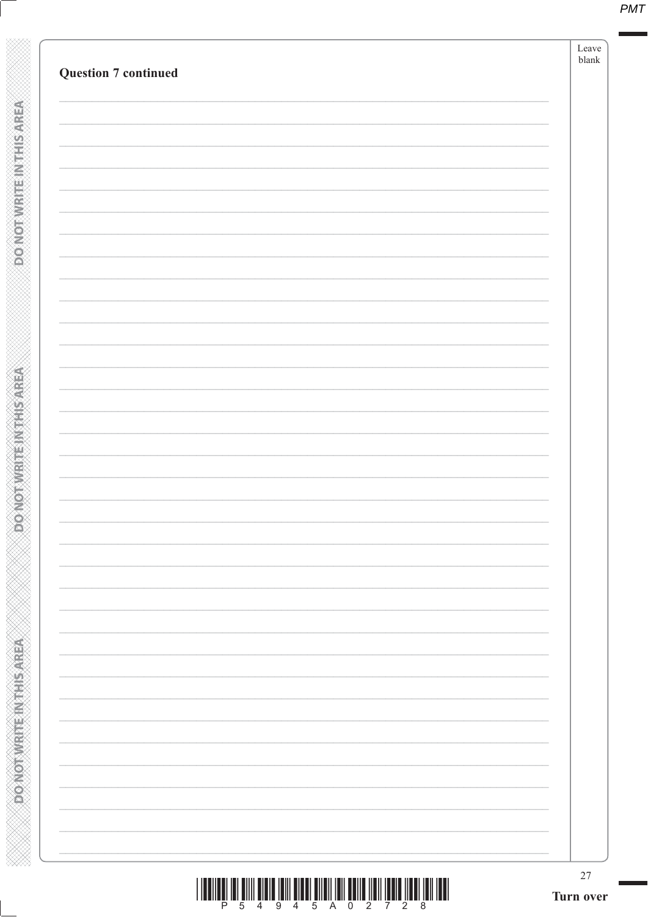**Question 7 continued**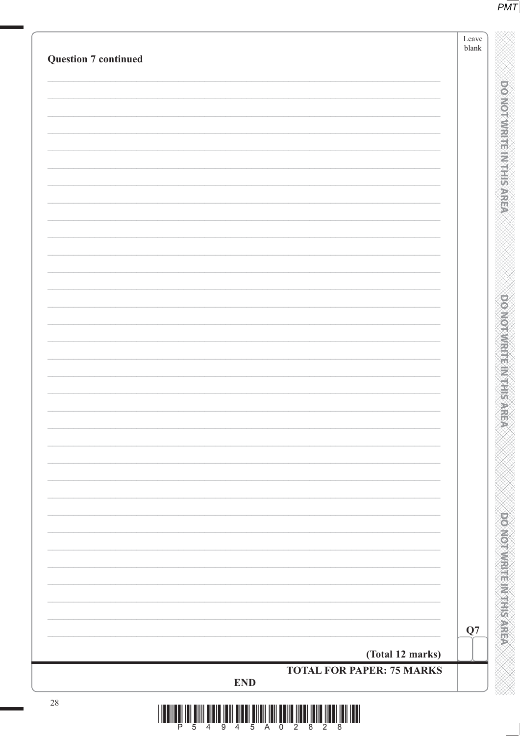**Question 7 continued**

**(Total 12 marks)**

**TOTAL FOR PAPER: 75 MARKS**

**END**